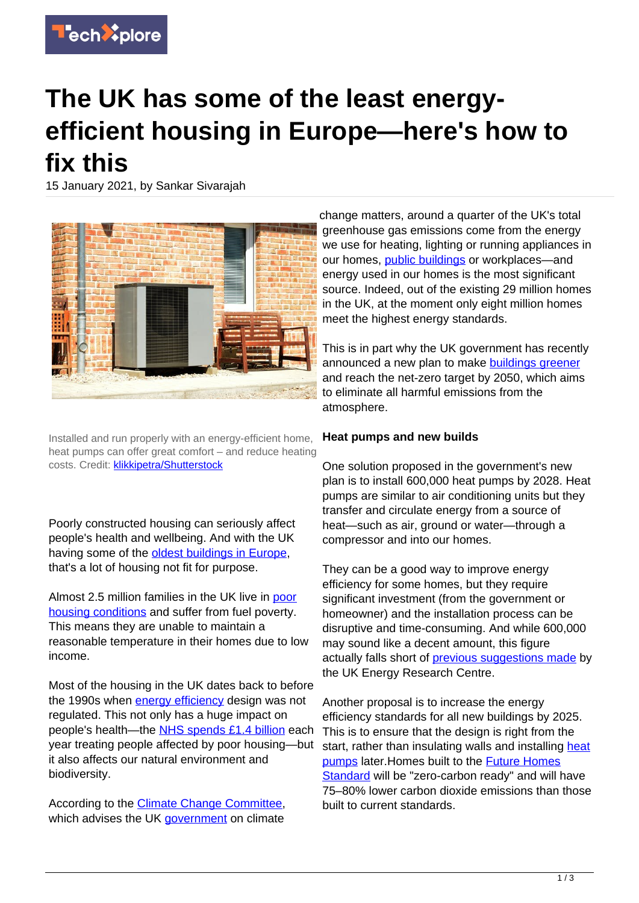# The UK has some of the least energy-efficient housing in Europe—here's how to fix this

15 January 2021, by Sankar Sivarajah

Installed and run properly with an energy-efficient home, heat pumps can offer great comfort – and reduce heating costs. Credit: klikkipetra/Shutterstock

Poorly constructed housing can seriously affect people's health and wellbeing. And with the UK having some of the oldest buildings in Europe, that's a lot of housing not fit for purpose.

Almost 2.5 million families in the UK live in poor housing conditions and suffer from fuel poverty. This means they are unable to maintain a reasonable temperature in their homes due to low income.

Most of the housing in the UK dates back to before the 1990s when energy efficiency design was not regulated. This not only has a huge impact on people's health—the NHS spends £1.4 billion each year treating people affected by poor housing—but it also affects our natural environment and biodiversity.

According to the Climate Change Committee, which advises the UK government on climate change matters, around a quarter of the UK's total greenhouse gas emissions come from the energy we use for heating, lighting or running appliances in our homes, public buildings or workplaces—and energy used in our homes is the most significant source. Indeed, out of the existing 29 million homes in the UK, at the moment only eight million homes meet the highest energy standards.

This is in part why the UK government has recently announced a new plan to make buildings greener and reach the net-zero target by 2050, which aims to eliminate all harmful emissions from the atmosphere.

### Heat pumps and new builds

One solution proposed in the government's new plan is to install 600,000 heat pumps by 2028. Heat pumps are similar to air conditioning units but they transfer and circulate energy from a source of heat—such as air, ground or water—through a compressor and into our homes.

They can be a good way to improve energy efficiency for some homes, but they require significant investment (from the government or homeowner) and the installation process can be disruptive and time-consuming. And while 600,000 may sound like a decent amount, this figure actually falls short of previous suggestions made by the UK Energy Research Centre.

Another proposal is to increase the energy efficiency standards for all new buildings by 2025. This is to ensure that the design is right from the start, rather than insulating walls and installing heat pumps later.Homes built to the Future Homes Standard will be "zero-carbon ready" and will have 75–80% lower carbon dioxide emissions than those built to current standards.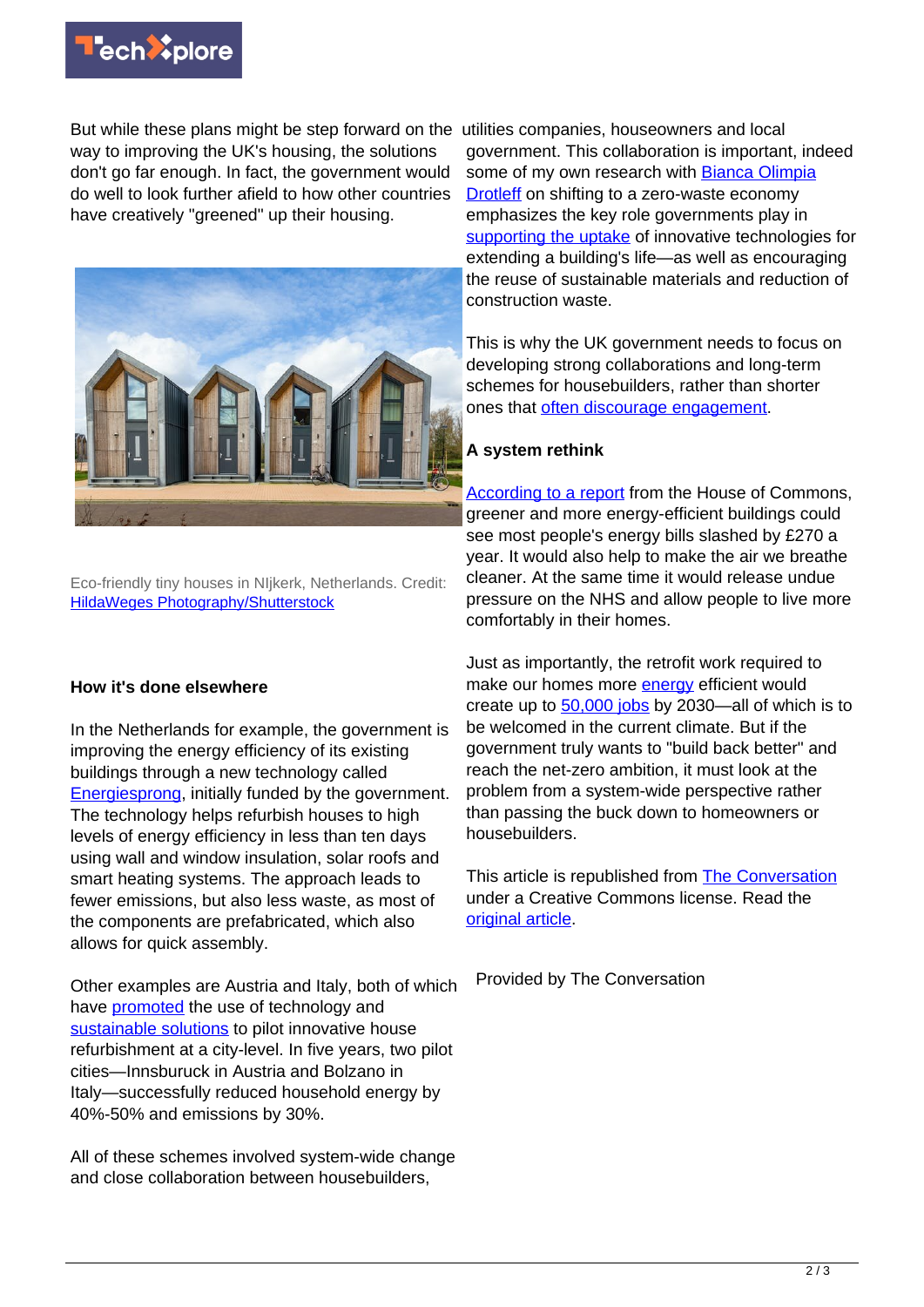But while these plans might be step forward on the way to improving the UK's housing, the solutions don't go far enough. In fact, the government would do well to look further afield to how other countries have creatively "greened" up their housing.

Eco-friendly tiny houses in NIjkerk, Netherlands. Credit: HildaWeges Photography/Shutterstock

### How it's done elsewhere

In the Netherlands for example, the government is improving the energy efficiency of its existing buildings through a new technology called Energiesprong, initially funded by the government. The technology helps refurbish houses to high levels of energy efficiency in less than ten days using wall and window insulation, solar roofs and smart heating systems. The approach leads to fewer emissions, but also less waste, as most of the components are prefabricated, which also allows for quick assembly.

Other examples are Austria and Italy, both of which have promoted the use of technology and sustainable solutions to pilot innovative house refurbishment at a city-level. In five years, two pilot cities—Innsburuck in Austria and Bolzano in Italy—successfully reduced household energy by 40%-50% and emissions by 30%.

All of these schemes involved system-wide change and close collaboration between housebuilders, utilities companies, houseowners and local government. This collaboration is important, indeed some of my own research with Bianca Olimpia Drotleff on shifting to a zero-waste economy emphasizes the key role governments play in supporting the uptake of innovative technologies for extending a building's life—as well as encouraging the reuse of sustainable materials and reduction of construction waste.

This is why the UK government needs to focus on developing strong collaborations and long-term schemes for housebuilders, rather than shorter ones that often discourage engagement.

### A system rethink

According to a report from the House of Commons, greener and more energy-efficient buildings could see most people's energy bills slashed by £270 a year. It would also help to make the air we breathe cleaner. At the same time it would release undue pressure on the NHS and allow people to live more comfortably in their homes.

Just as importantly, the retrofit work required to make our homes more energy efficient would create up to 50,000 jobs by 2030—all of which is to be welcomed in the current climate. But if the government truly wants to "build back better" and reach the net-zero ambition, it must look at the problem from a system-wide perspective rather than passing the buck down to homeowners or housebuilders.

This article is republished from The Conversation under a Creative Commons license. Read the original article.

Provided by The Conversation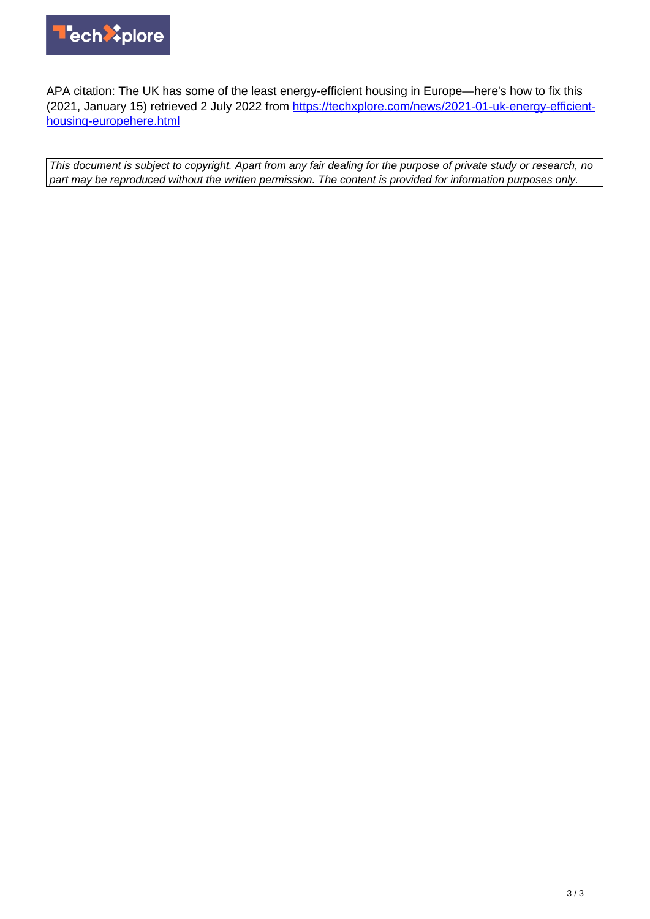APA citation: The UK has some of the least energy-efficient housing in Europe—here's how to fix this (2021, January 15) retrieved 2 July 2022 from [https://techxplore.com/news/2021-01-uk-energy-efficient-housing-europehere.html](https://techxplore.com/news/2021-01-uk-energy-efficient-housing-europehere.html)

*This document is subject to copyright. Apart from any fair dealing for the purpose of private study or research, no part may be reproduced without the written permission. The content is provided for information purposes only.*